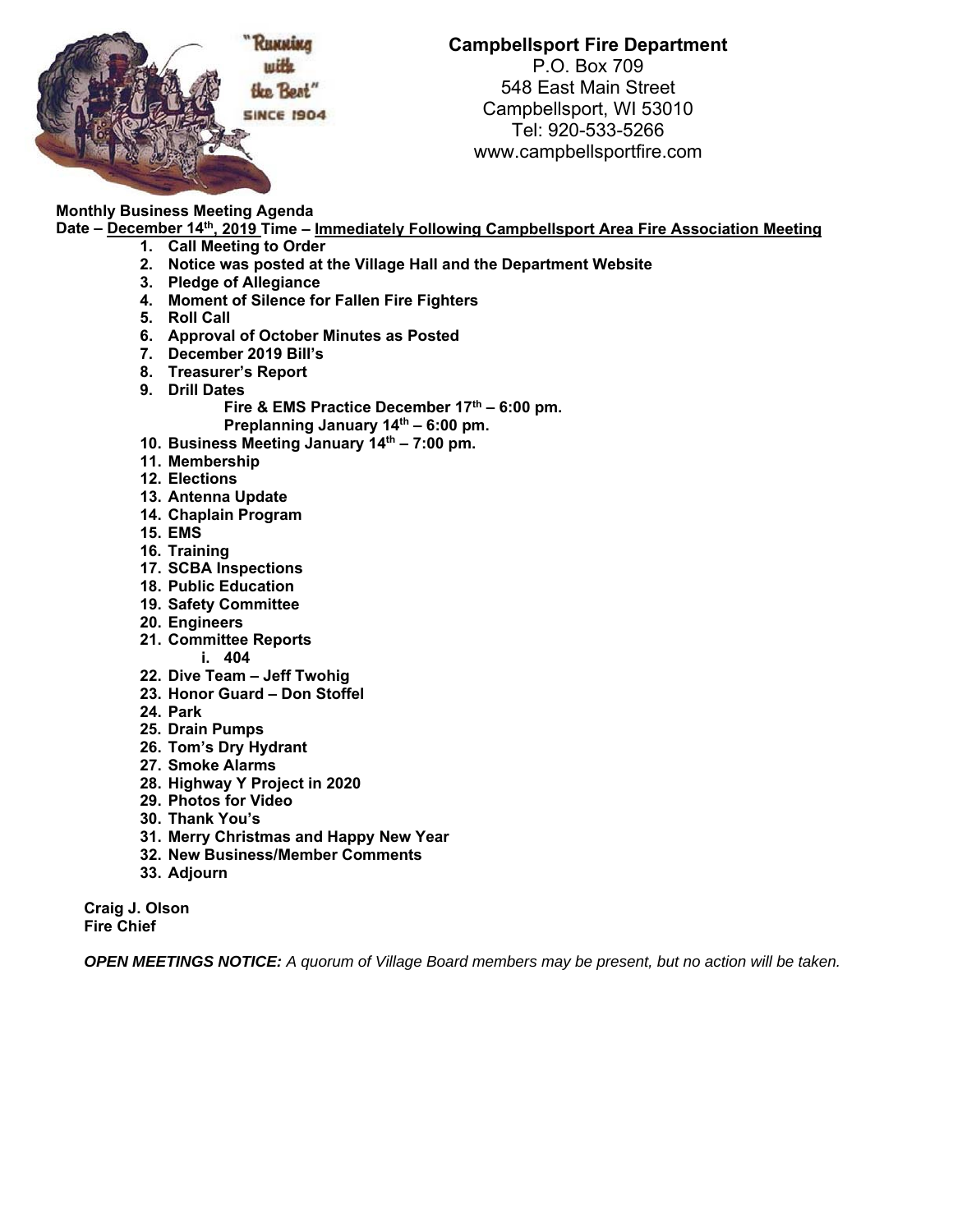**Campbellsport Fire Department**
P.O. Box 709
548 East Main Street
Campbellsport, WI 53010
Tel: 920-533-5266
www.campbellsportfire.com

**Monthly Business Meeting Agenda**
**Date – <u>December 14th, 2019</u> Time – <u>Immediately Following Campbellsport Area Fire Association Meeting</u>**

1. **Call Meeting to Order**
2. **Notice was posted at the Village Hall and the Department Website**
3. **Pledge of Allegiance**
4. **Moment of Silence for Fallen Fire Fighters**
5. **Roll Call**
6. **Approval of October Minutes as Posted**
7. **December 2019 Bill's**
8. **Treasurer's Report**
9. **Drill Dates**
   - **Fire & EMS Practice December 17th – 6:00 pm.**
   - **Preplanning January 14th – 6:00 pm.**
10. **Business Meeting January 14th – 7:00 pm.**
11. **Membership**
12. **Elections**
13. **Antenna Update**
14. **Chaplain Program**
15. **EMS**
16. **Training**
17. **SCBA Inspections**
18. **Public Education**
19. **Safety Committee**
20. **Engineers**
21. **Committee Reports**
    - i. **404**
22. **Dive Team – Jeff Twohig**
23. **Honor Guard – Don Stoffel**
24. **Park**
25. **Drain Pumps**
26. **Tom's Dry Hydrant**
27. **Smoke Alarms**
28. **Highway Y Project in 2020**
29. **Photos for Video**
30. **Thank You's**
31. **Merry Christmas and Happy New Year**
32. **New Business/Member Comments**
33. **Adjourn**

**Craig J. Olson**
**Fire Chief**

***OPEN MEETINGS NOTICE:*** *A quorum of Village Board members may be present, but no action will be taken.*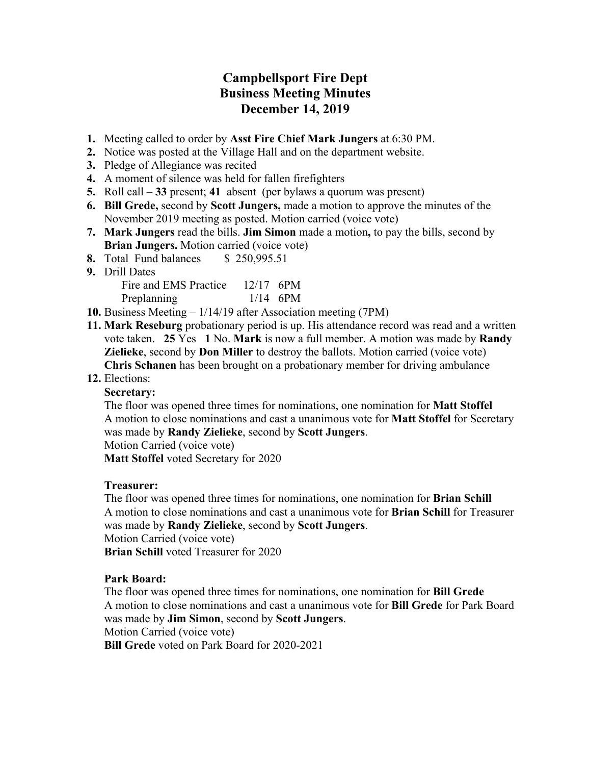# Campbellsport Fire Dept
## Business Meeting Minutes
## December 14, 2019

1. Meeting called to order by **Asst Fire Chief Mark Jungers** at 6:30 PM.
2. Notice was posted at the Village Hall and on the department website.
3. Pledge of Allegiance was recited
4. A moment of silence was held for fallen firefighters
5. Roll call – **33** present; **41** absent (per bylaws a quorum was present)
6. **Bill Grede,** second by **Scott Jungers,** made a motion to approve the minutes of the November 2019 meeting as posted. Motion carried (voice vote)
7. **Mark Jungers** read the bills. **Jim Simon** made a motion**,** to pay the bills, second by **Brian Jungers.** Motion carried (voice vote)
8. Total Fund balances $ 250,995.51
9. Drill Dates

   Fire and EMS Practice 12/17 6PM

   Preplanning 1/14 6PM
10. Business Meeting – 1/14/19 after Association meeting (7PM)
11. **Mark Reseburg** probationary period is up. His attendance record was read and a written vote taken. **25** Yes **1** No. **Mark** is now a full member. A motion was made by **Randy Zielieke**, second by **Don Miller** to destroy the ballots. Motion carried (voice vote)

    **Chris Schanen** has been brought on a probationary member for driving ambulance
12. Elections:

    **Secretary:**

    The floor was opened three times for nominations, one nomination for **Matt Stoffel**

    A motion to close nominations and cast a unanimous vote for **Matt Stoffel** for Secretary was made by **Randy Zielieke**, second by **Scott Jungers**.

    Motion Carried (voice vote)

    **Matt Stoffel** voted Secretary for 2020

    **Treasurer:**

    The floor was opened three times for nominations, one nomination for **Brian Schill**

    A motion to close nominations and cast a unanimous vote for **Brian Schill** for Treasurer was made by **Randy Zielieke**, second by **Scott Jungers**.

    Motion Carried (voice vote)

    **Brian Schill** voted Treasurer for 2020

    **Park Board:**

    The floor was opened three times for nominations, one nomination for **Bill Grede**

    A motion to close nominations and cast a unanimous vote for **Bill Grede** for Park Board was made by **Jim Simon**, second by **Scott Jungers**.

    Motion Carried (voice vote)

    **Bill Grede** voted on Park Board for 2020-2021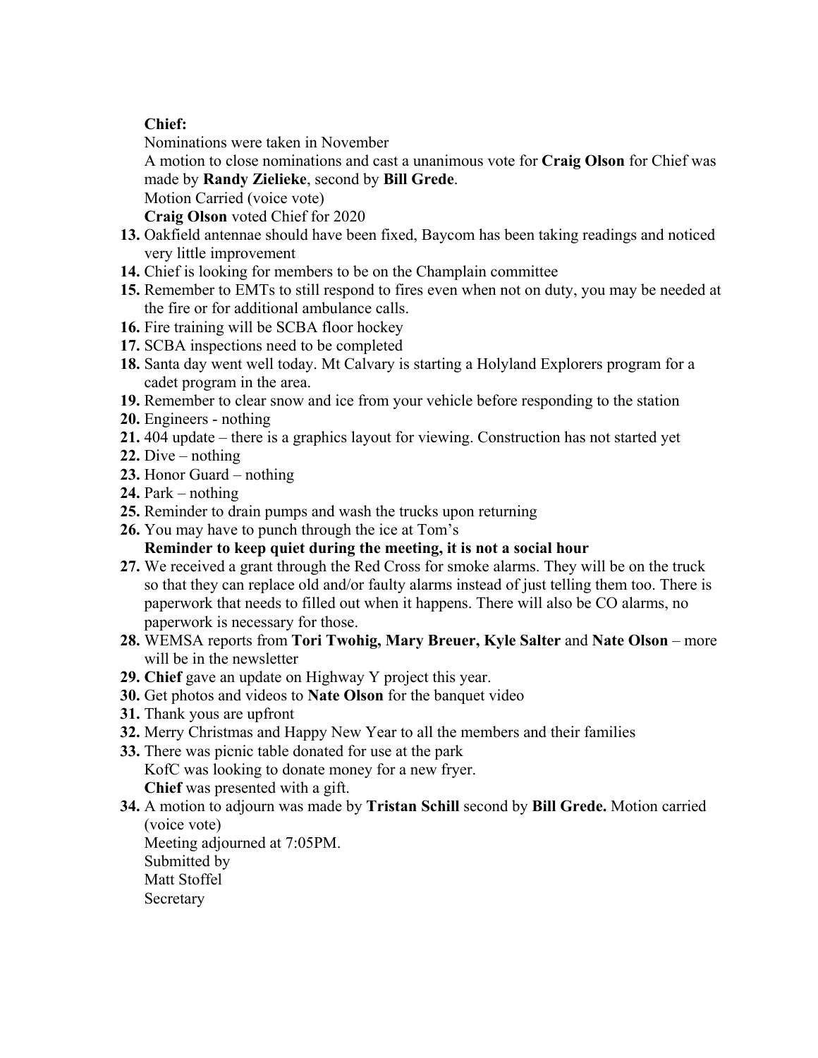**Chief:**

Nominations were taken in November

A motion to close nominations and cast a unanimous vote for **Craig Olson** for Chief was made by **Randy Zielieke**, second by **Bill Grede**.

Motion Carried (voice vote)

**Craig Olson** voted Chief for 2020

13. Oakfield antennae should have been fixed, Baycom has been taking readings and noticed very little improvement
14. Chief is looking for members to be on the Champlain committee
15. Remember to EMTs to still respond to fires even when not on duty, you may be needed at the fire or for additional ambulance calls.
16. Fire training will be SCBA floor hockey
17. SCBA inspections need to be completed
18. Santa day went well today. Mt Calvary is starting a Holyland Explorers program for a cadet program in the area.
19. Remember to clear snow and ice from your vehicle before responding to the station
20. Engineers - nothing
21. 404 update – there is a graphics layout for viewing. Construction has not started yet
22. Dive – nothing
23. Honor Guard – nothing
24. Park – nothing
25. Reminder to drain pumps and wash the trucks upon returning
26. You may have to punch through the ice at Tom's

    **Reminder to keep quiet during the meeting, it is not a social hour**
27. We received a grant through the Red Cross for smoke alarms. They will be on the truck so that they can replace old and/or faulty alarms instead of just telling them too. There is paperwork that needs to filled out when it happens. There will also be CO alarms, no paperwork is necessary for those.
28. WEMSA reports from **Tori Twohig, Mary Breuer, Kyle Salter** and **Nate Olson** – more will be in the newsletter
29. **Chief** gave an update on Highway Y project this year.
30. Get photos and videos to **Nate Olson** for the banquet video
31. Thank yous are upfront
32. Merry Christmas and Happy New Year to all the members and their families
33. There was picnic table donated for use at the park

    KofC was looking to donate money for a new fryer.

    **Chief** was presented with a gift.
34. A motion to adjourn was made by **Tristan Schill** second by **Bill Grede.** Motion carried (voice vote)

    Meeting adjourned at 7:05PM.

    Submitted by

    Matt Stoffel

    Secretary